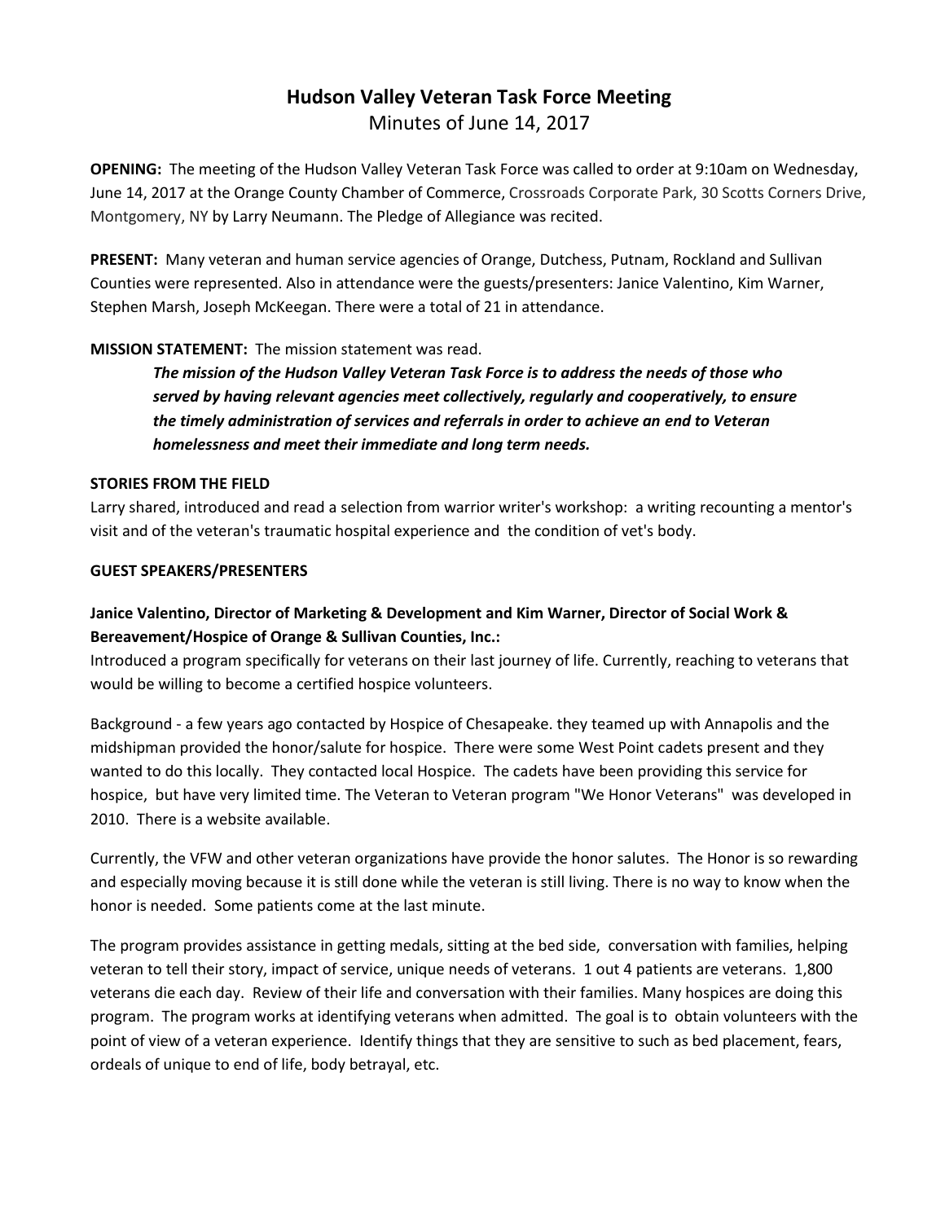# Hudson Valley Veteran Task Force Meeting

Minutes of June 14, 2017

**OPENING:** The meeting of the Hudson Valley Veteran Task Force was called to order at 9:10am on Wednesday, June 14, 2017 at the Orange County Chamber of Commerce, Crossroads Corporate Park, 30 Scotts Corners Drive, Montgomery, NY by Larry Neumann. The Pledge of Allegiance was recited.

**PRESENT:** Many veteran and human service agencies of Orange, Dutchess, Putnam, Rockland and Sullivan Counties were represented. Also in attendance were the guests/presenters: Janice Valentino, Kim Warner, Stephen Marsh, Joseph McKeegan. There were a total of 21 in attendance.

**MISSION STATEMENT:** The mission statement was read.

> ***The mission of the Hudson Valley Veteran Task Force is to address the needs of those who served by having relevant agencies meet collectively, regularly and cooperatively, to ensure the timely administration of services and referrals in order to achieve an end to Veteran homelessness and meet their immediate and long term needs.***

**STORIES FROM THE FIELD**

Larry shared, introduced and read a selection from warrior writer's workshop: a writing recounting a mentor's visit and of the veteran's traumatic hospital experience and the condition of vet's body.

**GUEST SPEAKERS/PRESENTERS**

**Janice Valentino, Director of Marketing & Development and Kim Warner, Director of Social Work & Bereavement/Hospice of Orange & Sullivan Counties, Inc.:**

Introduced a program specifically for veterans on their last journey of life. Currently, reaching to veterans that would be willing to become a certified hospice volunteers.

Background - a few years ago contacted by Hospice of Chesapeake. they teamed up with Annapolis and the midshipman provided the honor/salute for hospice. There were some West Point cadets present and they wanted to do this locally. They contacted local Hospice. The cadets have been providing this service for hospice, but have very limited time. The Veteran to Veteran program "We Honor Veterans" was developed in 2010. There is a website available.

Currently, the VFW and other veteran organizations have provide the honor salutes. The Honor is so rewarding and especially moving because it is still done while the veteran is still living. There is no way to know when the honor is needed. Some patients come at the last minute.

The program provides assistance in getting medals, sitting at the bed side, conversation with families, helping veteran to tell their story, impact of service, unique needs of veterans. 1 out 4 patients are veterans. 1,800 veterans die each day. Review of their life and conversation with their families. Many hospices are doing this program. The program works at identifying veterans when admitted. The goal is to obtain volunteers with the point of view of a veteran experience. Identify things that they are sensitive to such as bed placement, fears, ordeals of unique to end of life, body betrayal, etc.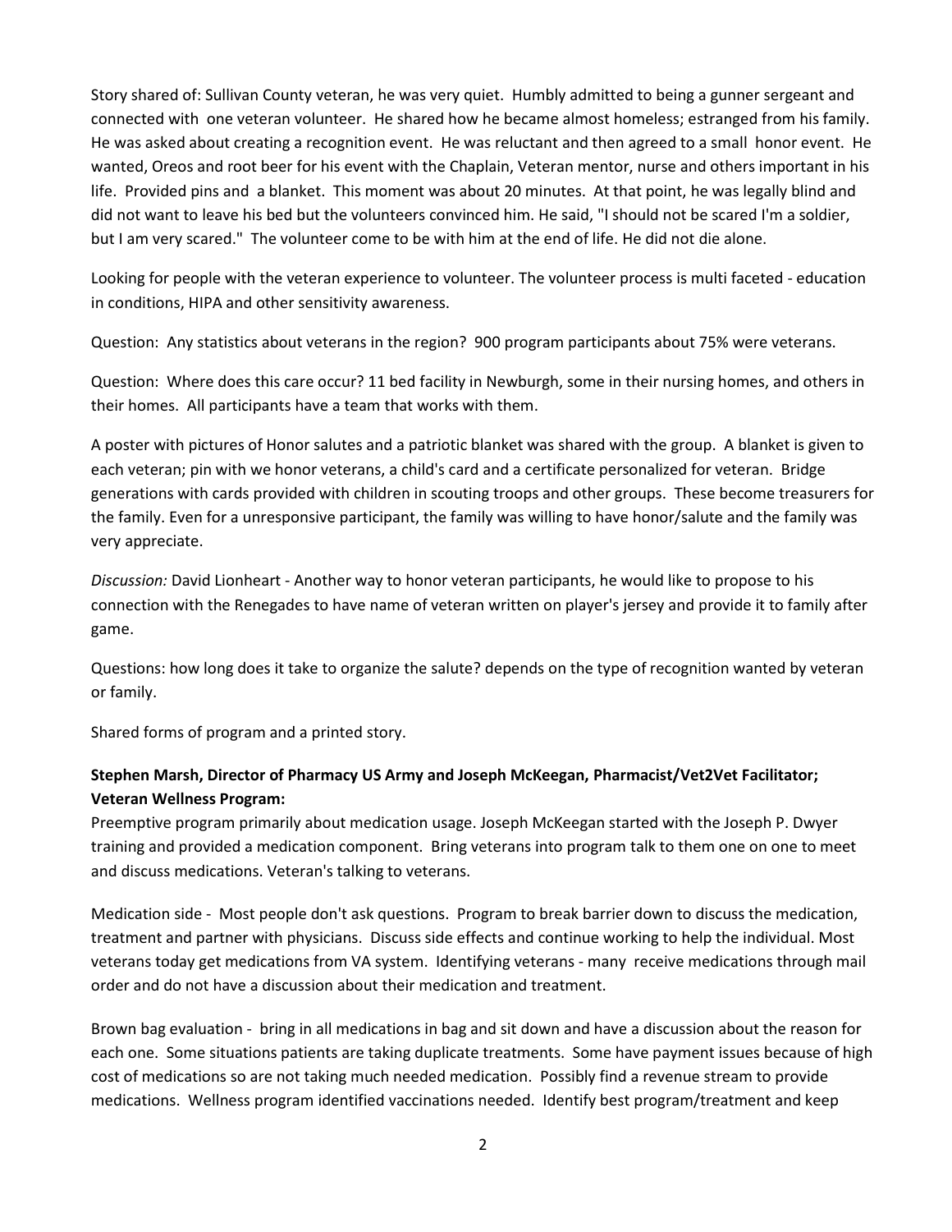Story shared of: Sullivan County veteran, he was very quiet. Humbly admitted to being a gunner sergeant and connected with one veteran volunteer. He shared how he became almost homeless; estranged from his family. He was asked about creating a recognition event. He was reluctant and then agreed to a small honor event. He wanted, Oreos and root beer for his event with the Chaplain, Veteran mentor, nurse and others important in his life. Provided pins and a blanket. This moment was about 20 minutes. At that point, he was legally blind and did not want to leave his bed but the volunteers convinced him. He said, "I should not be scared I'm a soldier, but I am very scared." The volunteer come to be with him at the end of life. He did not die alone.

Looking for people with the veteran experience to volunteer. The volunteer process is multi faceted - education in conditions, HIPA and other sensitivity awareness.

Question: Any statistics about veterans in the region? 900 program participants about 75% were veterans.

Question: Where does this care occur? 11 bed facility in Newburgh, some in their nursing homes, and others in their homes. All participants have a team that works with them.

A poster with pictures of Honor salutes and a patriotic blanket was shared with the group. A blanket is given to each veteran; pin with we honor veterans, a child's card and a certificate personalized for veteran. Bridge generations with cards provided with children in scouting troops and other groups. These become treasurers for the family. Even for a unresponsive participant, the family was willing to have honor/salute and the family was very appreciate.

*Discussion:* David Lionheart - Another way to honor veteran participants, he would like to propose to his connection with the Renegades to have name of veteran written on player's jersey and provide it to family after game.

Questions: how long does it take to organize the salute? depends on the type of recognition wanted by veteran or family.

Shared forms of program and a printed story.

**Stephen Marsh, Director of Pharmacy US Army and Joseph McKeegan, Pharmacist/Vet2Vet Facilitator; Veteran Wellness Program:**

Preemptive program primarily about medication usage. Joseph McKeegan started with the Joseph P. Dwyer training and provided a medication component. Bring veterans into program talk to them one on one to meet and discuss medications. Veteran's talking to veterans.

Medication side - Most people don't ask questions. Program to break barrier down to discuss the medication, treatment and partner with physicians. Discuss side effects and continue working to help the individual. Most veterans today get medications from VA system. Identifying veterans - many receive medications through mail order and do not have a discussion about their medication and treatment.

Brown bag evaluation - bring in all medications in bag and sit down and have a discussion about the reason for each one. Some situations patients are taking duplicate treatments. Some have payment issues because of high cost of medications so are not taking much needed medication. Possibly find a revenue stream to provide medications. Wellness program identified vaccinations needed. Identify best program/treatment and keep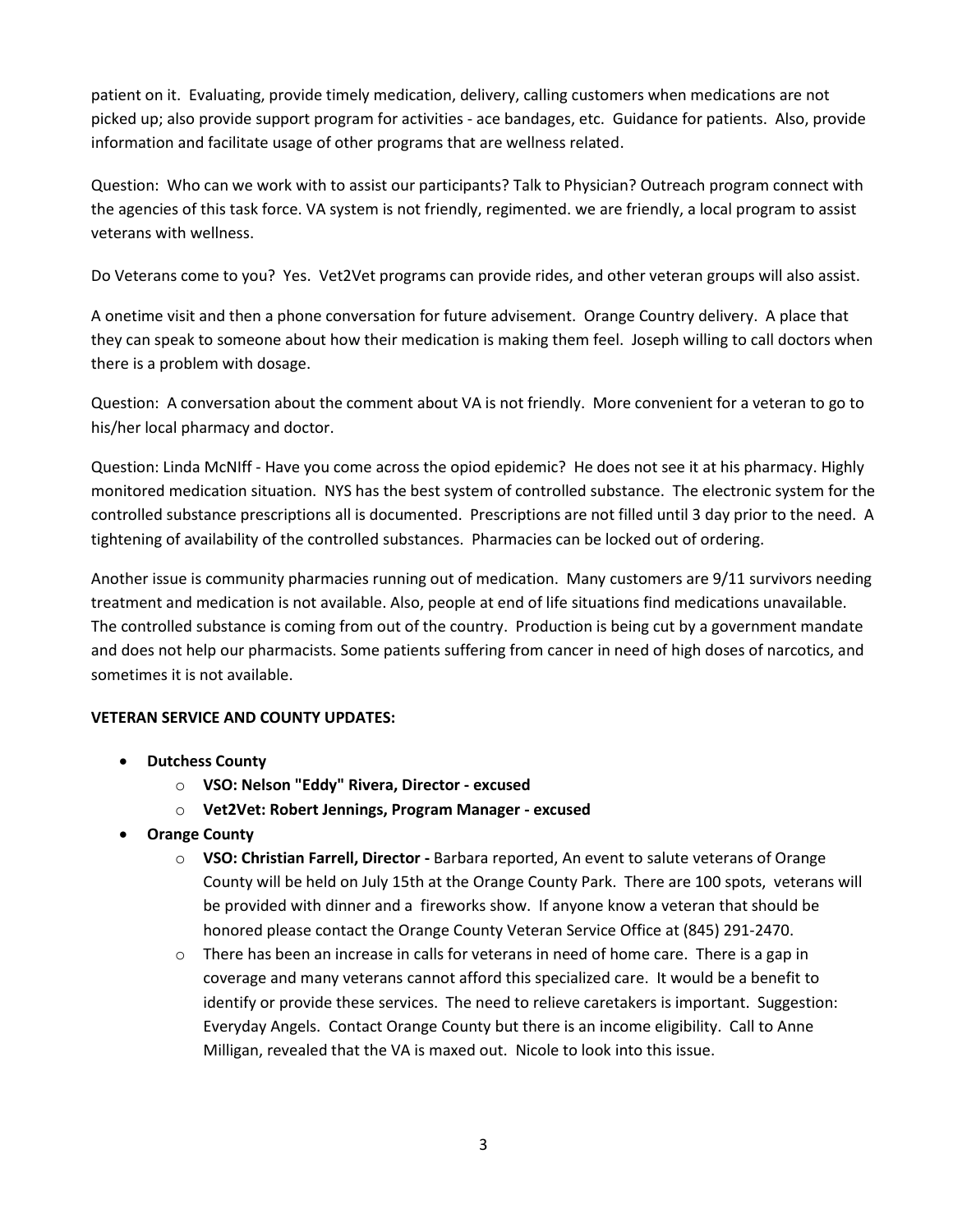patient on it. Evaluating, provide timely medication, delivery, calling customers when medications are not picked up; also provide support program for activities - ace bandages, etc. Guidance for patients. Also, provide information and facilitate usage of other programs that are wellness related.

Question: Who can we work with to assist our participants? Talk to Physician? Outreach program connect with the agencies of this task force. VA system is not friendly, regimented. we are friendly, a local program to assist veterans with wellness.

Do Veterans come to you? Yes. Vet2Vet programs can provide rides, and other veteran groups will also assist.

A onetime visit and then a phone conversation for future advisement. Orange Country delivery. A place that they can speak to someone about how their medication is making them feel. Joseph willing to call doctors when there is a problem with dosage.

Question: A conversation about the comment about VA is not friendly. More convenient for a veteran to go to his/her local pharmacy and doctor.

Question: Linda McNIff - Have you come across the opiod epidemic? He does not see it at his pharmacy. Highly monitored medication situation. NYS has the best system of controlled substance. The electronic system for the controlled substance prescriptions all is documented. Prescriptions are not filled until 3 day prior to the need. A tightening of availability of the controlled substances. Pharmacies can be locked out of ordering.

Another issue is community pharmacies running out of medication. Many customers are 9/11 survivors needing treatment and medication is not available. Also, people at end of life situations find medications unavailable. The controlled substance is coming from out of the country. Production is being cut by a government mandate and does not help our pharmacists. Some patients suffering from cancer in need of high doses of narcotics, and sometimes it is not available.

**VETERAN SERVICE AND COUNTY UPDATES:**

- **Dutchess County**
  - **VSO: Nelson "Eddy" Rivera, Director - excused**
  - **Vet2Vet: Robert Jennings, Program Manager - excused**
- **Orange County**
  - **VSO: Christian Farrell, Director -** Barbara reported, An event to salute veterans of Orange County will be held on July 15th at the Orange County Park. There are 100 spots, veterans will be provided with dinner and a fireworks show. If anyone know a veteran that should be honored please contact the Orange County Veteran Service Office at (845) 291-2470.
  - There has been an increase in calls for veterans in need of home care. There is a gap in coverage and many veterans cannot afford this specialized care. It would be a benefit to identify or provide these services. The need to relieve caretakers is important. Suggestion: Everyday Angels. Contact Orange County but there is an income eligibility. Call to Anne Milligan, revealed that the VA is maxed out. Nicole to look into this issue.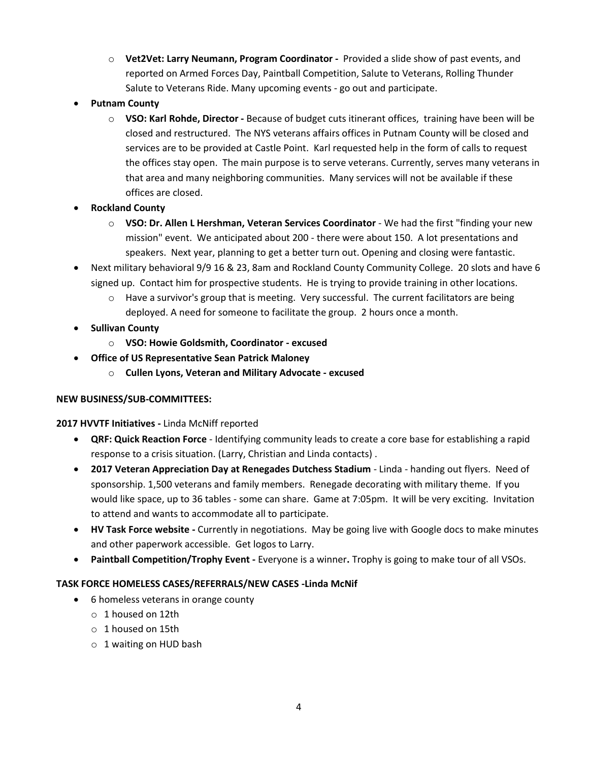- **Vet2Vet: Larry Neumann, Program Coordinator -** Provided a slide show of past events, and reported on Armed Forces Day, Paintball Competition, Salute to Veterans, Rolling Thunder Salute to Veterans Ride. Many upcoming events - go out and participate.
- **Putnam County**
   - **VSO: Karl Rohde, Director -** Because of budget cuts itinerant offices, training have been will be closed and restructured. The NYS veterans affairs offices in Putnam County will be closed and services are to be provided at Castle Point. Karl requested help in the form of calls to request the offices stay open. The main purpose is to serve veterans. Currently, serves many veterans in that area and many neighboring communities. Many services will not be available if these offices are closed.
- **Rockland County**
   - **VSO: Dr. Allen L Hershman, Veteran Services Coordinator** - We had the first "finding your new mission" event. We anticipated about 200 - there were about 150. A lot presentations and speakers. Next year, planning to get a better turn out. Opening and closing were fantastic.
- Next military behavioral 9/9 16 & 23, 8am and Rockland County Community College. 20 slots and have 6 signed up. Contact him for prospective students. He is trying to provide training in other locations.
   - Have a survivor's group that is meeting. Very successful. The current facilitators are being deployed. A need for someone to facilitate the group. 2 hours once a month.
- **Sullivan County**
   - **VSO: Howie Goldsmith, Coordinator - excused**
- **Office of US Representative Sean Patrick Maloney**
   - **Cullen Lyons, Veteran and Military Advocate - excused**

**NEW BUSINESS/SUB-COMMITTEES:**

**2017 HVVTF Initiatives -** Linda McNiff reported

- **QRF: Quick Reaction Force** - Identifying community leads to create a core base for establishing a rapid response to a crisis situation. (Larry, Christian and Linda contacts) .
- **2017 Veteran Appreciation Day at Renegades Dutchess Stadium** - Linda - handing out flyers. Need of sponsorship. 1,500 veterans and family members. Renegade decorating with military theme. If you would like space, up to 36 tables - some can share. Game at 7:05pm. It will be very exciting. Invitation to attend and wants to accommodate all to participate.
- **HV Task Force website -** Currently in negotiations. May be going live with Google docs to make minutes and other paperwork accessible. Get logos to Larry.
- **Paintball Competition/Trophy Event -** Everyone is a winner**.** Trophy is going to make tour of all VSOs.

**TASK FORCE HOMELESS CASES/REFERRALS/NEW CASES -Linda McNif**

- 6 homeless veterans in orange county
   - 1 housed on 12th
   - 1 housed on 15th
   - 1 waiting on HUD bash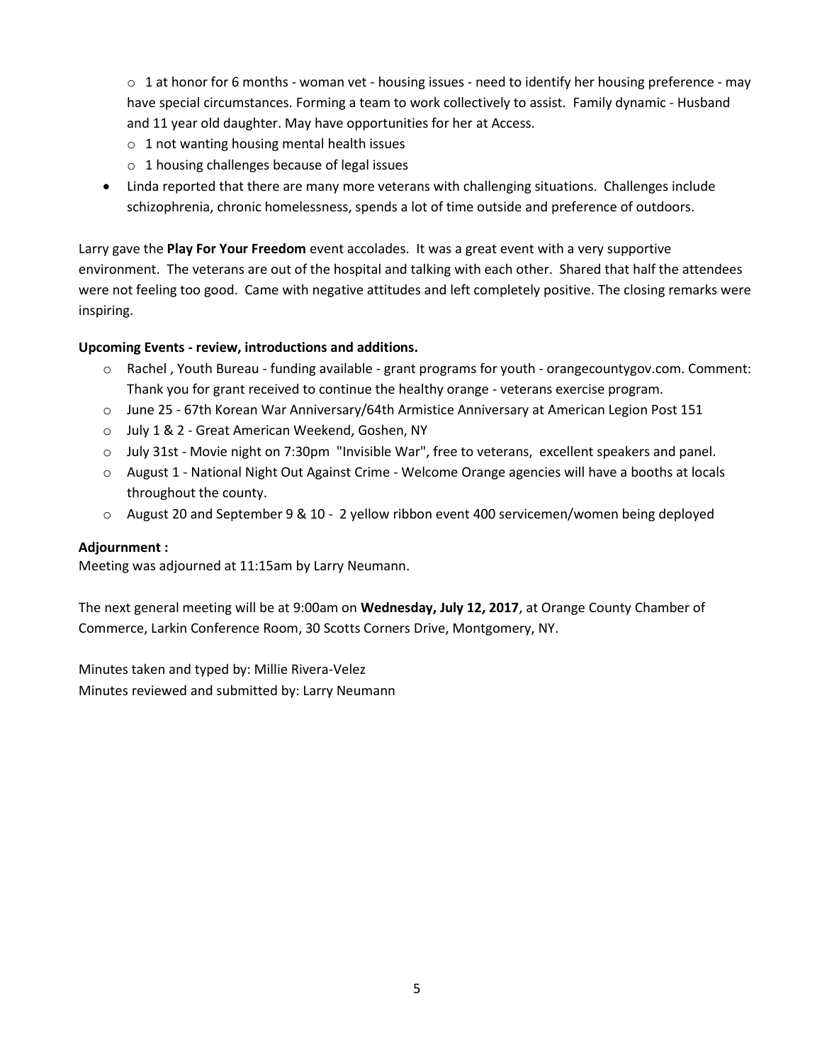- 1 at honor for 6 months - woman vet - housing issues - need to identify her housing preference - may have special circumstances. Forming a team to work collectively to assist. Family dynamic - Husband and 11 year old daughter. May have opportunities for her at Access.
  - 1 not wanting housing mental health issues
  - 1 housing challenges because of legal issues
- Linda reported that there are many more veterans with challenging situations. Challenges include schizophrenia, chronic homelessness, spends a lot of time outside and preference of outdoors.

Larry gave the **Play For Your Freedom** event accolades. It was a great event with a very supportive environment. The veterans are out of the hospital and talking with each other. Shared that half the attendees were not feeling too good. Came with negative attitudes and left completely positive. The closing remarks were inspiring.

**Upcoming Events - review, introductions and additions.**

- Rachel , Youth Bureau - funding available - grant programs for youth - orangecountygov.com. Comment: Thank you for grant received to continue the healthy orange - veterans exercise program.
- June 25 - 67th Korean War Anniversary/64th Armistice Anniversary at American Legion Post 151
- July 1 & 2 - Great American Weekend, Goshen, NY
- July 31st - Movie night on 7:30pm "Invisible War", free to veterans, excellent speakers and panel.
- August 1 - National Night Out Against Crime - Welcome Orange agencies will have a booths at locals throughout the county.
- August 20 and September 9 & 10 - 2 yellow ribbon event 400 servicemen/women being deployed

**Adjournment :**

Meeting was adjourned at 11:15am by Larry Neumann.

The next general meeting will be at 9:00am on **Wednesday, July 12, 2017**, at Orange County Chamber of Commerce, Larkin Conference Room, 30 Scotts Corners Drive, Montgomery, NY.

Minutes taken and typed by: Millie Rivera-Velez
Minutes reviewed and submitted by: Larry Neumann